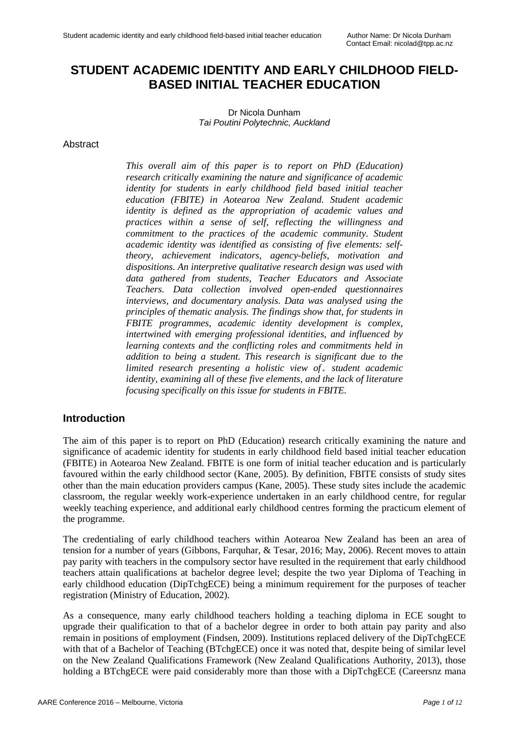# STUDENT ACADEMIC IDENTITY AND EARLY CHILDHOOD FIELD-BASED INITIAL TEACHER EDUCATION

Dr Nicola Dunham
*Tai Poutini Polytechnic, Auckland*

Abstract

*This overall aim of this paper is to report on PhD (Education) research critically examining the nature and significance of academic identity for students in early childhood field based initial teacher education (FBITE) in Aotearoa New Zealand. Student academic identity is defined as the appropriation of academic values and practices within a sense of self, reflecting the willingness and commitment to the practices of the academic community. Student academic identity was identified as consisting of five elements: self-theory, achievement indicators, agency-beliefs, motivation and dispositions. An interpretive qualitative research design was used with data gathered from students, Teacher Educators and Associate Teachers. Data collection involved open-ended questionnaires interviews, and documentary analysis. Data was analysed using the principles of thematic analysis. The findings show that, for students in FBITE programmes, academic identity development is complex, intertwined with emerging professional identities, and influenced by learning contexts and the conflicting roles and commitments held in addition to being a student. This research is significant due to the limited research presenting a holistic view of student academic identity, examining all of these five elements, and the lack of literature focusing specifically on this issue for students in FBITE.*

## Introduction

The aim of this paper is to report on PhD (Education) research critically examining the nature and significance of academic identity for students in early childhood field based initial teacher education (FBITE) in Aotearoa New Zealand. FBITE is one form of initial teacher education and is particularly favoured within the early childhood sector (Kane, 2005). By definition, FBITE consists of study sites other than the main education providers campus (Kane, 2005). These study sites include the academic classroom, the regular weekly work-experience undertaken in an early childhood centre, for regular weekly teaching experience, and additional early childhood centres forming the practicum element of the programme.

The credentialing of early childhood teachers within Aotearoa New Zealand has been an area of tension for a number of years (Gibbons, Farquhar, & Tesar, 2016; May, 2006). Recent moves to attain pay parity with teachers in the compulsory sector have resulted in the requirement that early childhood teachers attain qualifications at bachelor degree level; despite the two year Diploma of Teaching in early childhood education (DipTchgECE) being a minimum requirement for the purposes of teacher registration (Ministry of Education, 2002).

As a consequence, many early childhood teachers holding a teaching diploma in ECE sought to upgrade their qualification to that of a bachelor degree in order to both attain pay parity and also remain in positions of employment (Findsen, 2009). Institutions replaced delivery of the DipTchgECE with that of a Bachelor of Teaching (BTchgECE) once it was noted that, despite being of similar level on the New Zealand Qualifications Framework (New Zealand Qualifications Authority, 2013), those holding a BTchgECE were paid considerably more than those with a DipTchgECE (Careersnz mana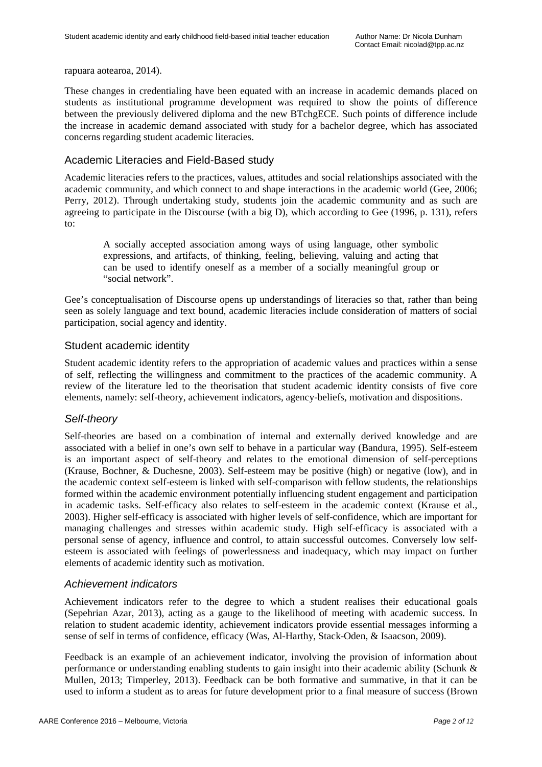rapuara aotearoa, 2014).

These changes in credentialing have been equated with an increase in academic demands placed on students as institutional programme development was required to show the points of difference between the previously delivered diploma and the new BTchgECE. Such points of difference include the increase in academic demand associated with study for a bachelor degree, which has associated concerns regarding student academic literacies.

## Academic Literacies and Field-Based study

Academic literacies refers to the practices, values, attitudes and social relationships associated with the academic community, and which connect to and shape interactions in the academic world (Gee, 2006; Perry, 2012). Through undertaking study, students join the academic community and as such are agreeing to participate in the Discourse (with a big D), which according to Gee (1996, p. 131), refers to:

> A socially accepted association among ways of using language, other symbolic expressions, and artifacts, of thinking, feeling, believing, valuing and acting that can be used to identify oneself as a member of a socially meaningful group or "social network".

Gee's conceptualisation of Discourse opens up understandings of literacies so that, rather than being seen as solely language and text bound, academic literacies include consideration of matters of social participation, social agency and identity.

## Student academic identity

Student academic identity refers to the appropriation of academic values and practices within a sense of self, reflecting the willingness and commitment to the practices of the academic community. A review of the literature led to the theorisation that student academic identity consists of five core elements, namely: self-theory, achievement indicators, agency-beliefs, motivation and dispositions.

### *Self-theory*

Self-theories are based on a combination of internal and externally derived knowledge and are associated with a belief in one's own self to behave in a particular way (Bandura, 1995). Self-esteem is an important aspect of self-theory and relates to the emotional dimension of self-perceptions (Krause, Bochner, & Duchesne, 2003). Self-esteem may be positive (high) or negative (low), and in the academic context self-esteem is linked with self-comparison with fellow students, the relationships formed within the academic environment potentially influencing student engagement and participation in academic tasks. Self-efficacy also relates to self-esteem in the academic context (Krause et al., 2003). Higher self-efficacy is associated with higher levels of self-confidence, which are important for managing challenges and stresses within academic study. High self-efficacy is associated with a personal sense of agency, influence and control, to attain successful outcomes. Conversely low self-esteem is associated with feelings of powerlessness and inadequacy, which may impact on further elements of academic identity such as motivation.

### *Achievement indicators*

Achievement indicators refer to the degree to which a student realises their educational goals (Sepehrian Azar, 2013), acting as a gauge to the likelihood of meeting with academic success. In relation to student academic identity, achievement indicators provide essential messages informing a sense of self in terms of confidence, efficacy (Was, Al-Harthy, Stack-Oden, & Isaacson, 2009).

Feedback is an example of an achievement indicator, involving the provision of information about performance or understanding enabling students to gain insight into their academic ability (Schunk & Mullen, 2013; Timperley, 2013). Feedback can be both formative and summative, in that it can be used to inform a student as to areas for future development prior to a final measure of success (Brown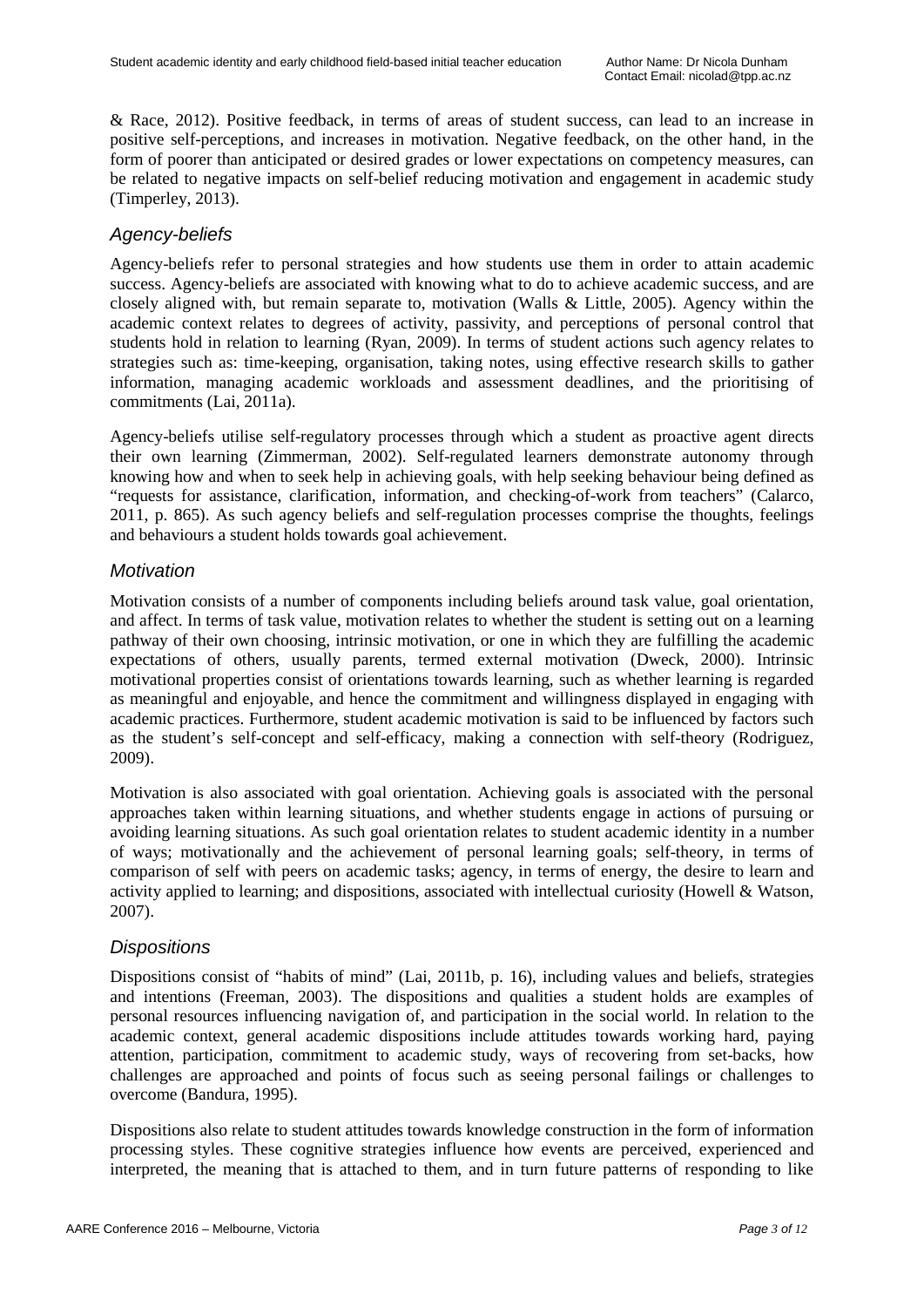& Race, 2012). Positive feedback, in terms of areas of student success, can lead to an increase in positive self-perceptions, and increases in motivation. Negative feedback, on the other hand, in the form of poorer than anticipated or desired grades or lower expectations on competency measures, can be related to negative impacts on self-belief reducing motivation and engagement in academic study (Timperley, 2013).

### *Agency-beliefs*

Agency-beliefs refer to personal strategies and how students use them in order to attain academic success. Agency-beliefs are associated with knowing what to do to achieve academic success, and are closely aligned with, but remain separate to, motivation (Walls & Little, 2005). Agency within the academic context relates to degrees of activity, passivity, and perceptions of personal control that students hold in relation to learning (Ryan, 2009). In terms of student actions such agency relates to strategies such as: time-keeping, organisation, taking notes, using effective research skills to gather information, managing academic workloads and assessment deadlines, and the prioritising of commitments (Lai, 2011a).

Agency-beliefs utilise self-regulatory processes through which a student as proactive agent directs their own learning (Zimmerman, 2002). Self-regulated learners demonstrate autonomy through knowing how and when to seek help in achieving goals, with help seeking behaviour being defined as "requests for assistance, clarification, information, and checking-of-work from teachers" (Calarco, 2011, p. 865). As such agency beliefs and self-regulation processes comprise the thoughts, feelings and behaviours a student holds towards goal achievement.

### *Motivation*

Motivation consists of a number of components including beliefs around task value, goal orientation, and affect. In terms of task value, motivation relates to whether the student is setting out on a learning pathway of their own choosing, intrinsic motivation, or one in which they are fulfilling the academic expectations of others, usually parents, termed external motivation (Dweck, 2000). Intrinsic motivational properties consist of orientations towards learning, such as whether learning is regarded as meaningful and enjoyable, and hence the commitment and willingness displayed in engaging with academic practices. Furthermore, student academic motivation is said to be influenced by factors such as the student's self-concept and self-efficacy, making a connection with self-theory (Rodriguez, 2009).

Motivation is also associated with goal orientation. Achieving goals is associated with the personal approaches taken within learning situations, and whether students engage in actions of pursuing or avoiding learning situations. As such goal orientation relates to student academic identity in a number of ways; motivationally and the achievement of personal learning goals; self-theory, in terms of comparison of self with peers on academic tasks; agency, in terms of energy, the desire to learn and activity applied to learning; and dispositions, associated with intellectual curiosity (Howell & Watson, 2007).

### *Dispositions*

Dispositions consist of "habits of mind" (Lai, 2011b, p. 16), including values and beliefs, strategies and intentions (Freeman, 2003). The dispositions and qualities a student holds are examples of personal resources influencing navigation of, and participation in the social world. In relation to the academic context, general academic dispositions include attitudes towards working hard, paying attention, participation, commitment to academic study, ways of recovering from set-backs, how challenges are approached and points of focus such as seeing personal failings or challenges to overcome (Bandura, 1995).

Dispositions also relate to student attitudes towards knowledge construction in the form of information processing styles. These cognitive strategies influence how events are perceived, experienced and interpreted, the meaning that is attached to them, and in turn future patterns of responding to like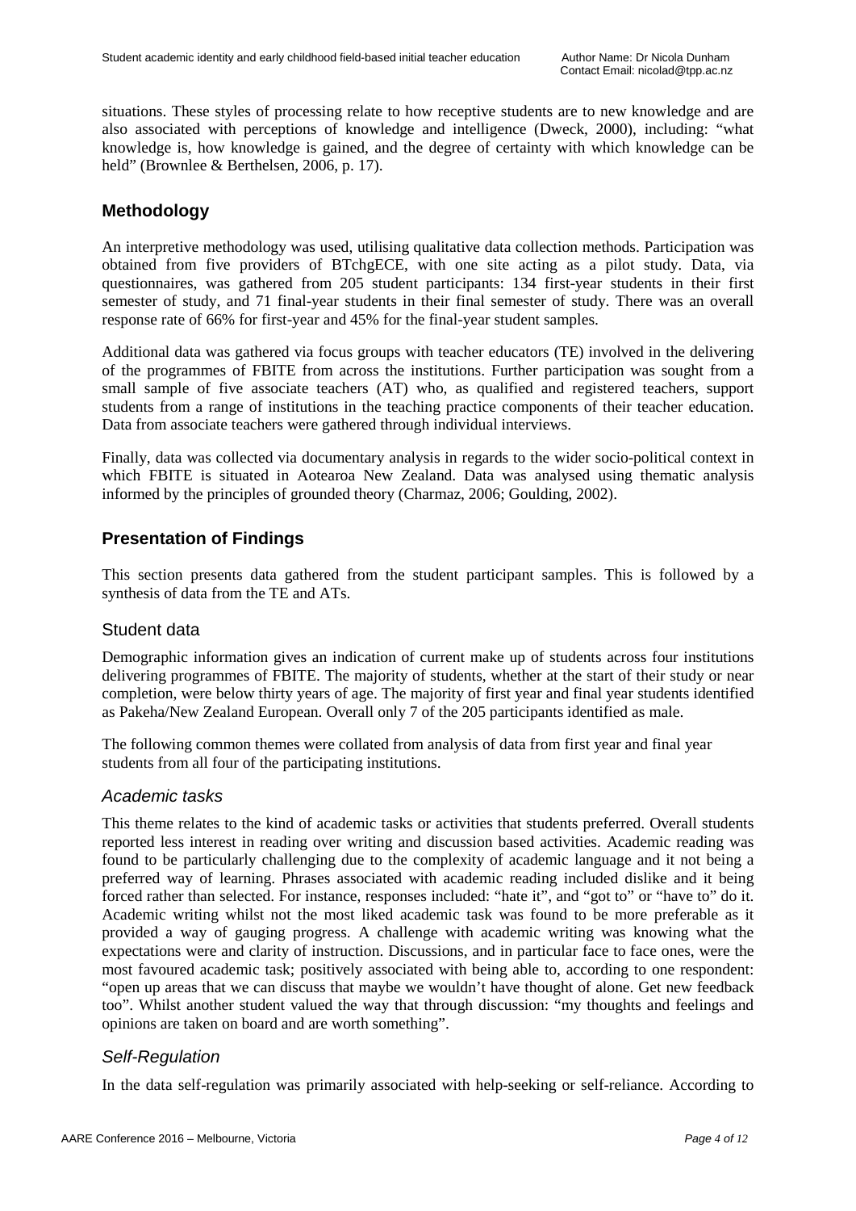situations. These styles of processing relate to how receptive students are to new knowledge and are also associated with perceptions of knowledge and intelligence (Dweck, 2000), including: "what knowledge is, how knowledge is gained, and the degree of certainty with which knowledge can be held" (Brownlee & Berthelsen, 2006, p. 17).

## Methodology

An interpretive methodology was used, utilising qualitative data collection methods. Participation was obtained from five providers of BTchgECE, with one site acting as a pilot study. Data, via questionnaires, was gathered from 205 student participants: 134 first-year students in their first semester of study, and 71 final-year students in their final semester of study. There was an overall response rate of 66% for first-year and 45% for the final-year student samples.

Additional data was gathered via focus groups with teacher educators (TE) involved in the delivering of the programmes of FBITE from across the institutions. Further participation was sought from a small sample of five associate teachers (AT) who, as qualified and registered teachers, support students from a range of institutions in the teaching practice components of their teacher education. Data from associate teachers were gathered through individual interviews.

Finally, data was collected via documentary analysis in regards to the wider socio-political context in which FBITE is situated in Aotearoa New Zealand. Data was analysed using thematic analysis informed by the principles of grounded theory (Charmaz, 2006; Goulding, 2002).

## Presentation of Findings

This section presents data gathered from the student participant samples. This is followed by a synthesis of data from the TE and ATs.

### Student data

Demographic information gives an indication of current make up of students across four institutions delivering programmes of FBITE. The majority of students, whether at the start of their study or near completion, were below thirty years of age. The majority of first year and final year students identified as Pakeha/New Zealand European. Overall only 7 of the 205 participants identified as male.

The following common themes were collated from analysis of data from first year and final year students from all four of the participating institutions.

#### *Academic tasks*

This theme relates to the kind of academic tasks or activities that students preferred. Overall students reported less interest in reading over writing and discussion based activities. Academic reading was found to be particularly challenging due to the complexity of academic language and it not being a preferred way of learning. Phrases associated with academic reading included dislike and it being forced rather than selected. For instance, responses included: "hate it", and "got to" or "have to" do it. Academic writing whilst not the most liked academic task was found to be more preferable as it provided a way of gauging progress. A challenge with academic writing was knowing what the expectations were and clarity of instruction. Discussions, and in particular face to face ones, were the most favoured academic task; positively associated with being able to, according to one respondent: "open up areas that we can discuss that maybe we wouldn't have thought of alone. Get new feedback too". Whilst another student valued the way that through discussion: "my thoughts and feelings and opinions are taken on board and are worth something".

#### *Self-Regulation*

In the data self-regulation was primarily associated with help-seeking or self-reliance. According to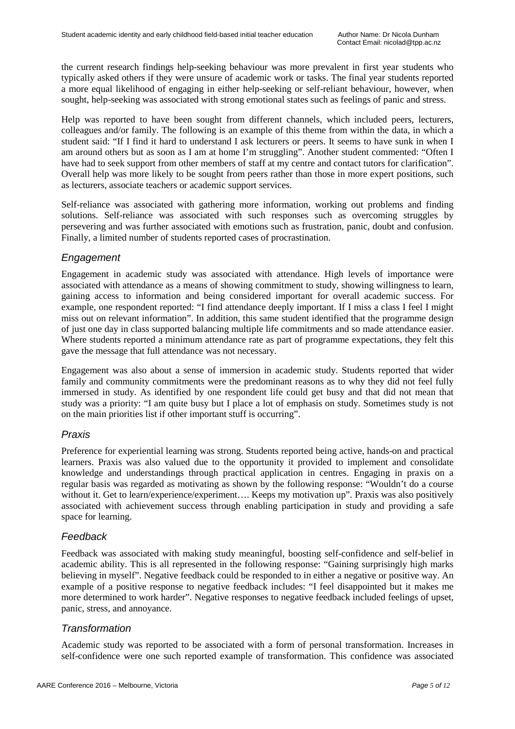the current research findings help-seeking behaviour was more prevalent in first year students who typically asked others if they were unsure of academic work or tasks. The final year students reported a more equal likelihood of engaging in either help-seeking or self-reliant behaviour, however, when sought, help-seeking was associated with strong emotional states such as feelings of panic and stress.

Help was reported to have been sought from different channels, which included peers, lecturers, colleagues and/or family. The following is an example of this theme from within the data, in which a student said: "If I find it hard to understand I ask lecturers or peers. It seems to have sunk in when I am around others but as soon as I am at home I'm struggling". Another student commented: "Often I have had to seek support from other members of staff at my centre and contact tutors for clarification". Overall help was more likely to be sought from peers rather than those in more expert positions, such as lecturers, associate teachers or academic support services.

Self-reliance was associated with gathering more information, working out problems and finding solutions. Self-reliance was associated with such responses such as overcoming struggles by persevering and was further associated with emotions such as frustration, panic, doubt and confusion. Finally, a limited number of students reported cases of procrastination.

### *Engagement*

Engagement in academic study was associated with attendance. High levels of importance were associated with attendance as a means of showing commitment to study, showing willingness to learn, gaining access to information and being considered important for overall academic success. For example, one respondent reported: "I find attendance deeply important. If I miss a class I feel I might miss out on relevant information". In addition, this same student identified that the programme design of just one day in class supported balancing multiple life commitments and so made attendance easier. Where students reported a minimum attendance rate as part of programme expectations, they felt this gave the message that full attendance was not necessary.

Engagement was also about a sense of immersion in academic study. Students reported that wider family and community commitments were the predominant reasons as to why they did not feel fully immersed in study. As identified by one respondent life could get busy and that did not mean that study was a priority: "I am quite busy but I place a lot of emphasis on study. Sometimes study is not on the main priorities list if other important stuff is occurring".

### *Praxis*

Preference for experiential learning was strong. Students reported being active, hands-on and practical learners. Praxis was also valued due to the opportunity it provided to implement and consolidate knowledge and understandings through practical application in centres. Engaging in praxis on a regular basis was regarded as motivating as shown by the following response: "Wouldn't do a course without it. Get to learn/experience/experiment…. Keeps my motivation up". Praxis was also positively associated with achievement success through enabling participation in study and providing a safe space for learning.

### *Feedback*

Feedback was associated with making study meaningful, boosting self-confidence and self-belief in academic ability. This is all represented in the following response: "Gaining surprisingly high marks believing in myself". Negative feedback could be responded to in either a negative or positive way. An example of a positive response to negative feedback includes: "I feel disappointed but it makes me more determined to work harder". Negative responses to negative feedback included feelings of upset, panic, stress, and annoyance.

### *Transformation*

Academic study was reported to be associated with a form of personal transformation. Increases in self-confidence were one such reported example of transformation. This confidence was associated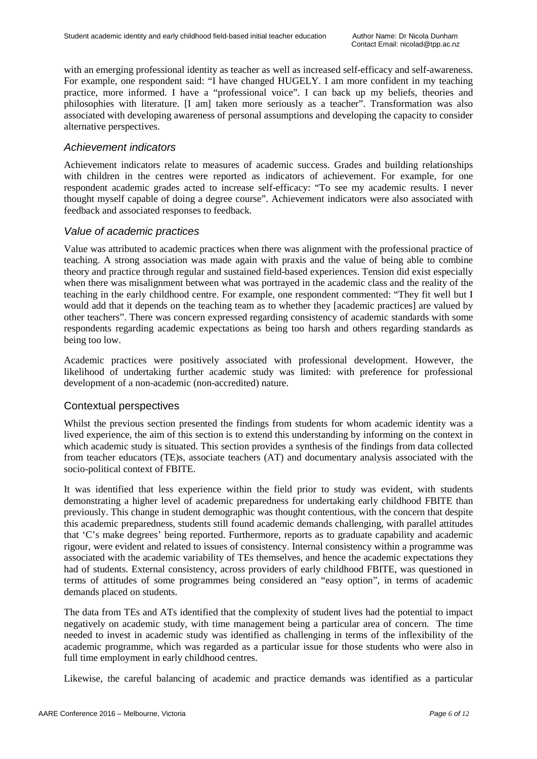with an emerging professional identity as teacher as well as increased self-efficacy and self-awareness. For example, one respondent said: "I have changed HUGELY. I am more confident in my teaching practice, more informed. I have a "professional voice". I can back up my beliefs, theories and philosophies with literature. [I am] taken more seriously as a teacher". Transformation was also associated with developing awareness of personal assumptions and developing the capacity to consider alternative perspectives.

### *Achievement indicators*

Achievement indicators relate to measures of academic success. Grades and building relationships with children in the centres were reported as indicators of achievement. For example, for one respondent academic grades acted to increase self-efficacy: "To see my academic results. I never thought myself capable of doing a degree course". Achievement indicators were also associated with feedback and associated responses to feedback.

### *Value of academic practices*

Value was attributed to academic practices when there was alignment with the professional practice of teaching. A strong association was made again with praxis and the value of being able to combine theory and practice through regular and sustained field-based experiences. Tension did exist especially when there was misalignment between what was portrayed in the academic class and the reality of the teaching in the early childhood centre. For example, one respondent commented: "They fit well but I would add that it depends on the teaching team as to whether they [academic practices] are valued by other teachers". There was concern expressed regarding consistency of academic standards with some respondents regarding academic expectations as being too harsh and others regarding standards as being too low.

Academic practices were positively associated with professional development. However, the likelihood of undertaking further academic study was limited: with preference for professional development of a non-academic (non-accredited) nature.

## Contextual perspectives

Whilst the previous section presented the findings from students for whom academic identity was a lived experience, the aim of this section is to extend this understanding by informing on the context in which academic study is situated. This section provides a synthesis of the findings from data collected from teacher educators (TE)s, associate teachers (AT) and documentary analysis associated with the socio-political context of FBITE.

It was identified that less experience within the field prior to study was evident, with students demonstrating a higher level of academic preparedness for undertaking early childhood FBITE than previously. This change in student demographic was thought contentious, with the concern that despite this academic preparedness, students still found academic demands challenging, with parallel attitudes that 'C's make degrees' being reported. Furthermore, reports as to graduate capability and academic rigour, were evident and related to issues of consistency. Internal consistency within a programme was associated with the academic variability of TEs themselves, and hence the academic expectations they had of students. External consistency, across providers of early childhood FBITE, was questioned in terms of attitudes of some programmes being considered an "easy option", in terms of academic demands placed on students.

The data from TEs and ATs identified that the complexity of student lives had the potential to impact negatively on academic study, with time management being a particular area of concern. The time needed to invest in academic study was identified as challenging in terms of the inflexibility of the academic programme, which was regarded as a particular issue for those students who were also in full time employment in early childhood centres.

Likewise, the careful balancing of academic and practice demands was identified as a particular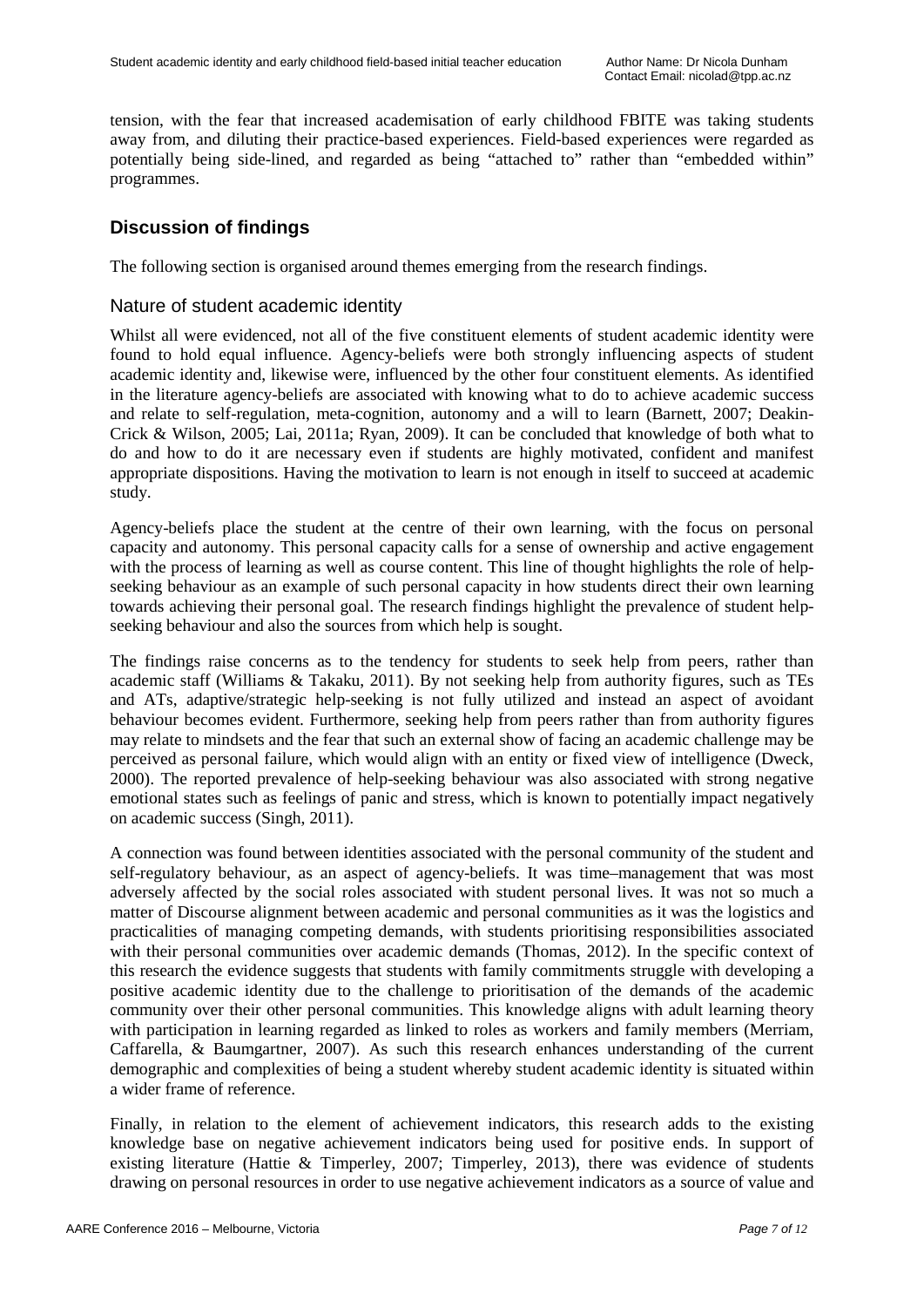tension, with the fear that increased academisation of early childhood FBITE was taking students away from, and diluting their practice-based experiences. Field-based experiences were regarded as potentially being side-lined, and regarded as being "attached to" rather than "embedded within" programmes.

## Discussion of findings

The following section is organised around themes emerging from the research findings.

### Nature of student academic identity

Whilst all were evidenced, not all of the five constituent elements of student academic identity were found to hold equal influence. Agency-beliefs were both strongly influencing aspects of student academic identity and, likewise were, influenced by the other four constituent elements. As identified in the literature agency-beliefs are associated with knowing what to do to achieve academic success and relate to self-regulation, meta-cognition, autonomy and a will to learn (Barnett, 2007; Deakin-Crick & Wilson, 2005; Lai, 2011a; Ryan, 2009). It can be concluded that knowledge of both what to do and how to do it are necessary even if students are highly motivated, confident and manifest appropriate dispositions. Having the motivation to learn is not enough in itself to succeed at academic study.

Agency-beliefs place the student at the centre of their own learning, with the focus on personal capacity and autonomy. This personal capacity calls for a sense of ownership and active engagement with the process of learning as well as course content. This line of thought highlights the role of help-seeking behaviour as an example of such personal capacity in how students direct their own learning towards achieving their personal goal. The research findings highlight the prevalence of student help-seeking behaviour and also the sources from which help is sought.

The findings raise concerns as to the tendency for students to seek help from peers, rather than academic staff (Williams & Takaku, 2011). By not seeking help from authority figures, such as TEs and ATs, adaptive/strategic help-seeking is not fully utilized and instead an aspect of avoidant behaviour becomes evident. Furthermore, seeking help from peers rather than from authority figures may relate to mindsets and the fear that such an external show of facing an academic challenge may be perceived as personal failure, which would align with an entity or fixed view of intelligence (Dweck, 2000). The reported prevalence of help-seeking behaviour was also associated with strong negative emotional states such as feelings of panic and stress, which is known to potentially impact negatively on academic success (Singh, 2011).

A connection was found between identities associated with the personal community of the student and self-regulatory behaviour, as an aspect of agency-beliefs. It was time–management that was most adversely affected by the social roles associated with student personal lives. It was not so much a matter of Discourse alignment between academic and personal communities as it was the logistics and practicalities of managing competing demands, with students prioritising responsibilities associated with their personal communities over academic demands (Thomas, 2012). In the specific context of this research the evidence suggests that students with family commitments struggle with developing a positive academic identity due to the challenge to prioritisation of the demands of the academic community over their other personal communities. This knowledge aligns with adult learning theory with participation in learning regarded as linked to roles as workers and family members (Merriam, Caffarella, & Baumgartner, 2007). As such this research enhances understanding of the current demographic and complexities of being a student whereby student academic identity is situated within a wider frame of reference.

Finally, in relation to the element of achievement indicators, this research adds to the existing knowledge base on negative achievement indicators being used for positive ends. In support of existing literature (Hattie & Timperley, 2007; Timperley, 2013), there was evidence of students drawing on personal resources in order to use negative achievement indicators as a source of value and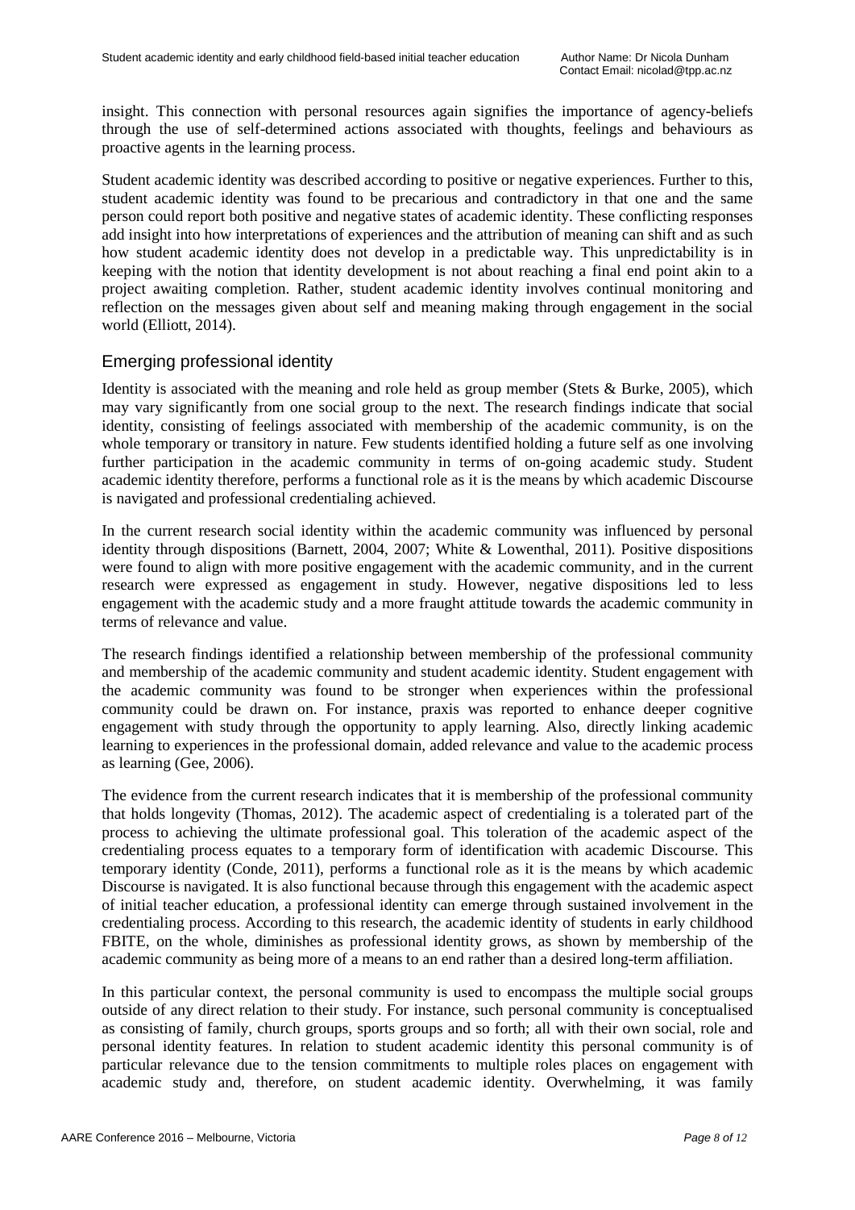insight. This connection with personal resources again signifies the importance of agency-beliefs through the use of self-determined actions associated with thoughts, feelings and behaviours as proactive agents in the learning process.

Student academic identity was described according to positive or negative experiences. Further to this, student academic identity was found to be precarious and contradictory in that one and the same person could report both positive and negative states of academic identity. These conflicting responses add insight into how interpretations of experiences and the attribution of meaning can shift and as such how student academic identity does not develop in a predictable way. This unpredictability is in keeping with the notion that identity development is not about reaching a final end point akin to a project awaiting completion. Rather, student academic identity involves continual monitoring and reflection on the messages given about self and meaning making through engagement in the social world (Elliott, 2014).

## Emerging professional identity

Identity is associated with the meaning and role held as group member (Stets & Burke, 2005), which may vary significantly from one social group to the next. The research findings indicate that social identity, consisting of feelings associated with membership of the academic community, is on the whole temporary or transitory in nature. Few students identified holding a future self as one involving further participation in the academic community in terms of on-going academic study. Student academic identity therefore, performs a functional role as it is the means by which academic Discourse is navigated and professional credentialing achieved.

In the current research social identity within the academic community was influenced by personal identity through dispositions (Barnett, 2004, 2007; White & Lowenthal, 2011). Positive dispositions were found to align with more positive engagement with the academic community, and in the current research were expressed as engagement in study. However, negative dispositions led to less engagement with the academic study and a more fraught attitude towards the academic community in terms of relevance and value.

The research findings identified a relationship between membership of the professional community and membership of the academic community and student academic identity. Student engagement with the academic community was found to be stronger when experiences within the professional community could be drawn on. For instance, praxis was reported to enhance deeper cognitive engagement with study through the opportunity to apply learning. Also, directly linking academic learning to experiences in the professional domain, added relevance and value to the academic process as learning (Gee, 2006).

The evidence from the current research indicates that it is membership of the professional community that holds longevity (Thomas, 2012). The academic aspect of credentialing is a tolerated part of the process to achieving the ultimate professional goal. This toleration of the academic aspect of the credentialing process equates to a temporary form of identification with academic Discourse. This temporary identity (Conde, 2011), performs a functional role as it is the means by which academic Discourse is navigated. It is also functional because through this engagement with the academic aspect of initial teacher education, a professional identity can emerge through sustained involvement in the credentialing process. According to this research, the academic identity of students in early childhood FBITE, on the whole, diminishes as professional identity grows, as shown by membership of the academic community as being more of a means to an end rather than a desired long-term affiliation.

In this particular context, the personal community is used to encompass the multiple social groups outside of any direct relation to their study. For instance, such personal community is conceptualised as consisting of family, church groups, sports groups and so forth; all with their own social, role and personal identity features. In relation to student academic identity this personal community is of particular relevance due to the tension commitments to multiple roles places on engagement with academic study and, therefore, on student academic identity. Overwhelming, it was family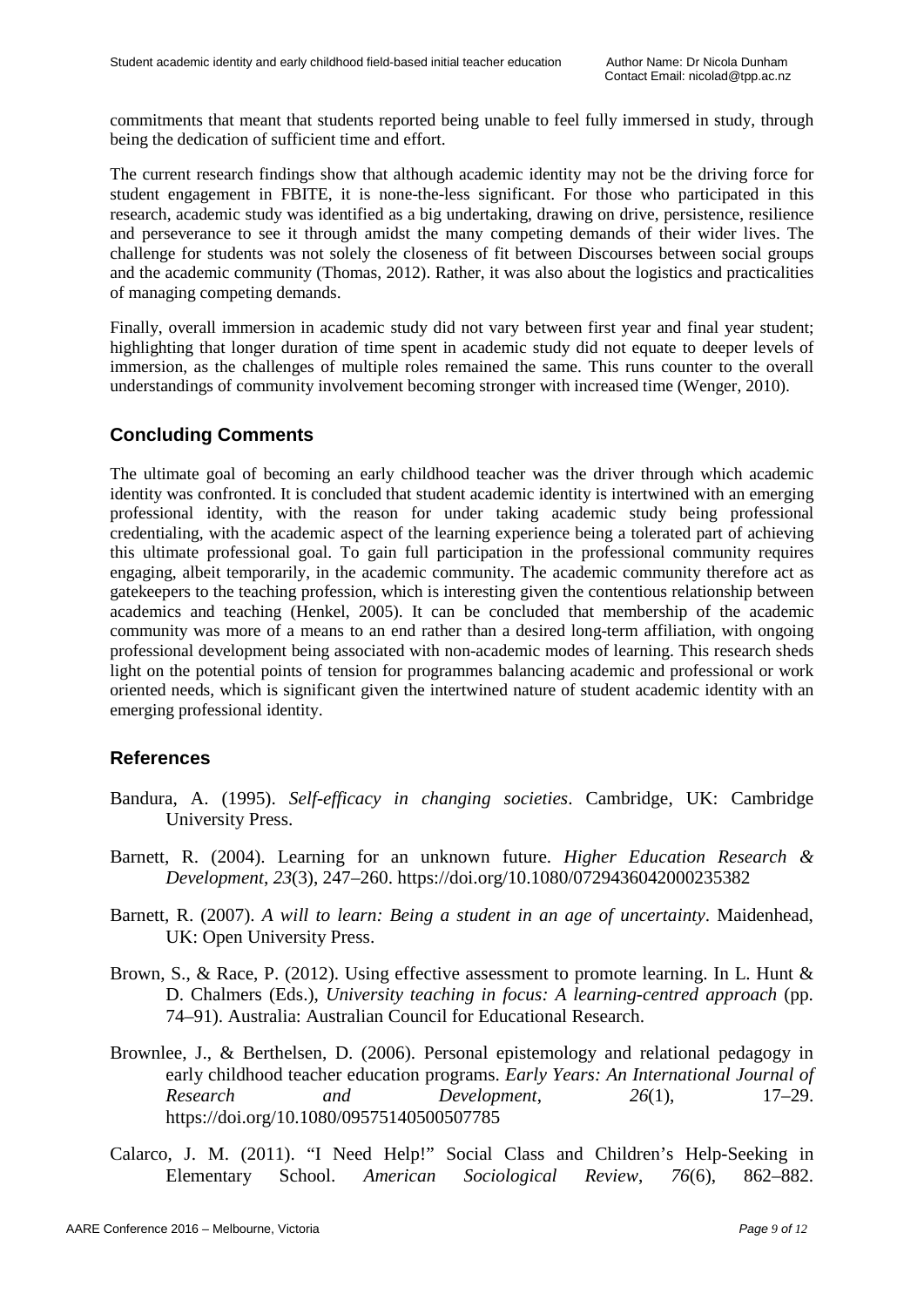commitments that meant that students reported being unable to feel fully immersed in study, through being the dedication of sufficient time and effort.

The current research findings show that although academic identity may not be the driving force for student engagement in FBITE, it is none-the-less significant. For those who participated in this research, academic study was identified as a big undertaking, drawing on drive, persistence, resilience and perseverance to see it through amidst the many competing demands of their wider lives. The challenge for students was not solely the closeness of fit between Discourses between social groups and the academic community (Thomas, 2012). Rather, it was also about the logistics and practicalities of managing competing demands.

Finally, overall immersion in academic study did not vary between first year and final year student; highlighting that longer duration of time spent in academic study did not equate to deeper levels of immersion, as the challenges of multiple roles remained the same. This runs counter to the overall understandings of community involvement becoming stronger with increased time (Wenger, 2010).

## Concluding Comments

The ultimate goal of becoming an early childhood teacher was the driver through which academic identity was confronted. It is concluded that student academic identity is intertwined with an emerging professional identity, with the reason for under taking academic study being professional credentialing, with the academic aspect of the learning experience being a tolerated part of achieving this ultimate professional goal. To gain full participation in the professional community requires engaging, albeit temporarily, in the academic community. The academic community therefore act as gatekeepers to the teaching profession, which is interesting given the contentious relationship between academics and teaching (Henkel, 2005). It can be concluded that membership of the academic community was more of a means to an end rather than a desired long-term affiliation, with ongoing professional development being associated with non-academic modes of learning. This research sheds light on the potential points of tension for programmes balancing academic and professional or work oriented needs, which is significant given the intertwined nature of student academic identity with an emerging professional identity.

## References

Bandura, A. (1995). *Self-efficacy in changing societies*. Cambridge, UK: Cambridge University Press.

Barnett, R. (2004). Learning for an unknown future. *Higher Education Research & Development*, *23*(3), 247–260. https://doi.org/10.1080/0729436042000235382

Barnett, R. (2007). *A will to learn: Being a student in an age of uncertainty*. Maidenhead, UK: Open University Press.

Brown, S., & Race, P. (2012). Using effective assessment to promote learning. In L. Hunt & D. Chalmers (Eds.), *University teaching in focus: A learning-centred approach* (pp. 74–91). Australia: Australian Council for Educational Research.

Brownlee, J., & Berthelsen, D. (2006). Personal epistemology and relational pedagogy in early childhood teacher education programs. *Early Years: An International Journal of Research and Development*, *26*(1), 17–29. https://doi.org/10.1080/09575140500507785

Calarco, J. M. (2011). "I Need Help!" Social Class and Children's Help-Seeking in Elementary School. *American Sociological Review*, *76*(6), 862–882.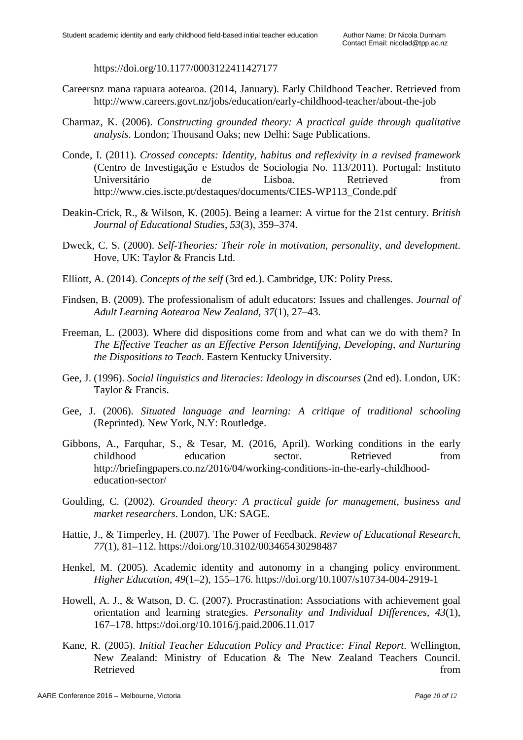https://doi.org/10.1177/0003122411427177

Careersnz mana rapuara aotearoa. (2014, January). Early Childhood Teacher. Retrieved from http://www.careers.govt.nz/jobs/education/early-childhood-teacher/about-the-job

Charmaz, K. (2006). *Constructing grounded theory: A practical guide through qualitative analysis*. London; Thousand Oaks; new Delhi: Sage Publications.

Conde, I. (2011). *Crossed concepts: Identity, habitus and reflexivity in a revised framework* (Centro de Investigação e Estudos de Sociologia No. 113/2011). Portugal: Instituto Universitário de Lisboa. Retrieved from http://www.cies.iscte.pt/destaques/documents/CIES-WP113_Conde.pdf

Deakin-Crick, R., & Wilson, K. (2005). Being a learner: A virtue for the 21st century. *British Journal of Educational Studies*, *53*(3), 359–374.

Dweck, C. S. (2000). *Self-Theories: Their role in motivation, personality, and development*. Hove, UK: Taylor & Francis Ltd.

Elliott, A. (2014). *Concepts of the self* (3rd ed.). Cambridge, UK: Polity Press.

Findsen, B. (2009). The professionalism of adult educators: Issues and challenges. *Journal of Adult Learning Aotearoa New Zealand*, *37*(1), 27–43.

Freeman, L. (2003). Where did dispositions come from and what can we do with them? In *The Effective Teacher as an Effective Person Identifying, Developing, and Nurturing the Dispositions to Teach*. Eastern Kentucky University.

Gee, J. (1996). *Social linguistics and literacies: Ideology in discourses* (2nd ed). London, UK: Taylor & Francis.

Gee, J. (2006). *Situated language and learning: A critique of traditional schooling* (Reprinted). New York, N.Y: Routledge.

Gibbons, A., Farquhar, S., & Tesar, M. (2016, April). Working conditions in the early childhood education sector. Retrieved from http://briefingpapers.co.nz/2016/04/working-conditions-in-the-early-childhood-education-sector/

Goulding, C. (2002). *Grounded theory: A practical guide for management, business and market researchers*. London, UK: SAGE.

Hattie, J., & Timperley, H. (2007). The Power of Feedback. *Review of Educational Research*, *77*(1), 81–112. https://doi.org/10.3102/003465430298487

Henkel, M. (2005). Academic identity and autonomy in a changing policy environment. *Higher Education*, *49*(1–2), 155–176. https://doi.org/10.1007/s10734-004-2919-1

Howell, A. J., & Watson, D. C. (2007). Procrastination: Associations with achievement goal orientation and learning strategies. *Personality and Individual Differences*, *43*(1), 167–178. https://doi.org/10.1016/j.paid.2006.11.017

Kane, R. (2005). *Initial Teacher Education Policy and Practice: Final Report*. Wellington, New Zealand: Ministry of Education & The New Zealand Teachers Council. Retrieved from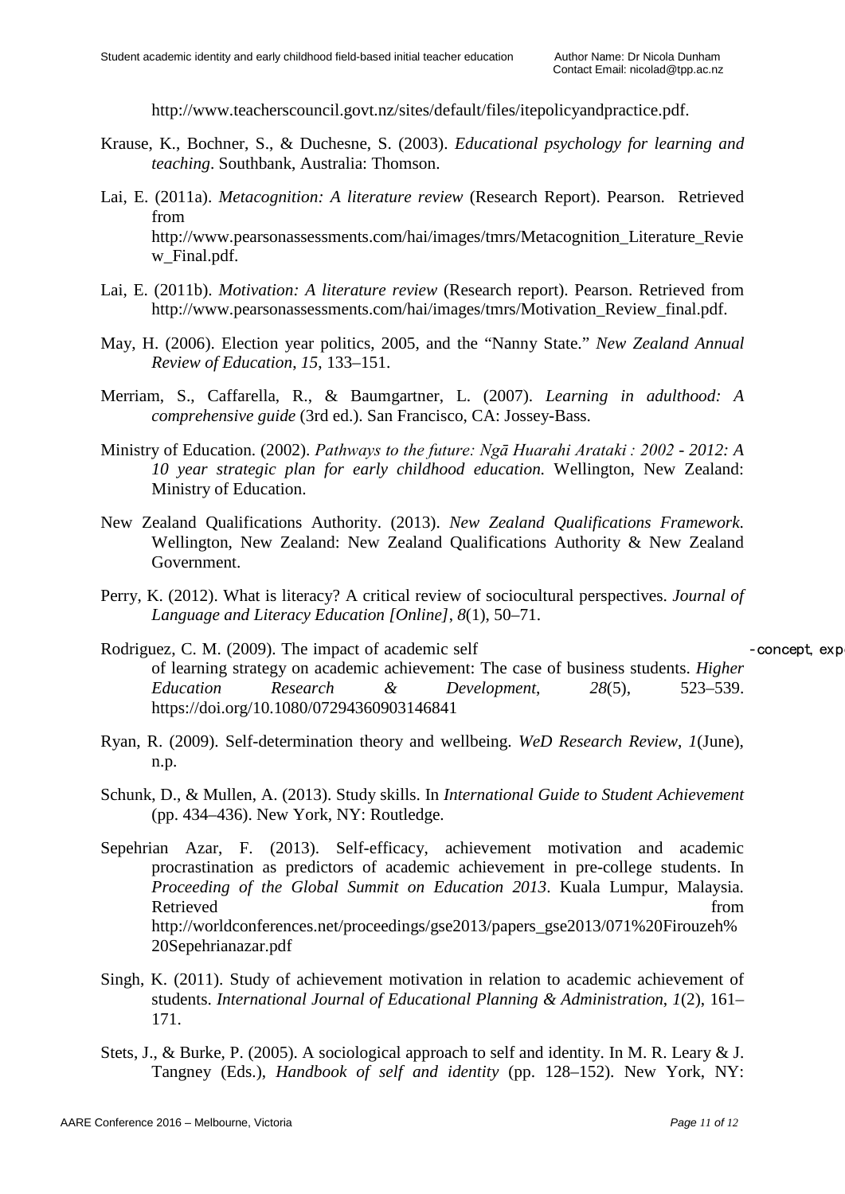http://www.teacherscouncil.govt.nz/sites/default/files/itepolicyandpractice.pdf.

Krause, K., Bochner, S., & Duchesne, S. (2003). *Educational psychology for learning and teaching*. Southbank, Australia: Thomson.

Lai, E. (2011a). *Metacognition: A literature review* (Research Report). Pearson. Retrieved from http://www.pearsonassessments.com/hai/images/tmrs/Metacognition_Literature_Review_Final.pdf.

Lai, E. (2011b). *Motivation: A literature review* (Research report). Pearson. Retrieved from http://www.pearsonassessments.com/hai/images/tmrs/Motivation_Review_final.pdf.

May, H. (2006). Election year politics, 2005, and the "Nanny State." *New Zealand Annual Review of Education*, *15*, 133–151.

Merriam, S., Caffarella, R., & Baumgartner, L. (2007). *Learning in adulthood: A comprehensive guide* (3rd ed.). San Francisco, CA: Jossey-Bass.

Ministry of Education. (2002). *Pathways to the future: Ngā Huarahi Arataki : 2002 - 2012: A 10 year strategic plan for early childhood education.* Wellington, New Zealand: Ministry of Education.

New Zealand Qualifications Authority. (2013). *New Zealand Qualifications Framework*. Wellington, New Zealand: New Zealand Qualifications Authority & New Zealand Government.

Perry, K. (2012). What is literacy? A critical review of sociocultural perspectives. *Journal of Language and Literacy Education [Online]*, *8*(1), 50–71.

Rodriguez, C. M. (2009). The impact of academic self -concept, exp of learning strategy on academic achievement: The case of business students. *Higher Education Research & Development*, *28*(5), 523–539. https://doi.org/10.1080/07294360903146841

Ryan, R. (2009). Self-determination theory and wellbeing. *WeD Research Review*, *1*(June), n.p.

Schunk, D., & Mullen, A. (2013). Study skills. In *International Guide to Student Achievement* (pp. 434–436). New York, NY: Routledge.

Sepehrian Azar, F. (2013). Self-efficacy, achievement motivation and academic procrastination as predictors of academic achievement in pre-college students. In *Proceeding of the Global Summit on Education 2013*. Kuala Lumpur, Malaysia. Retrieved from http://worldconferences.net/proceedings/gse2013/papers_gse2013/071%20Firouzeh%20Sepehrianazar.pdf

Singh, K. (2011). Study of achievement motivation in relation to academic achievement of students. *International Journal of Educational Planning & Administration*, *1*(2), 161–171.

Stets, J., & Burke, P. (2005). A sociological approach to self and identity. In M. R. Leary & J. Tangney (Eds.), *Handbook of self and identity* (pp. 128–152). New York, NY: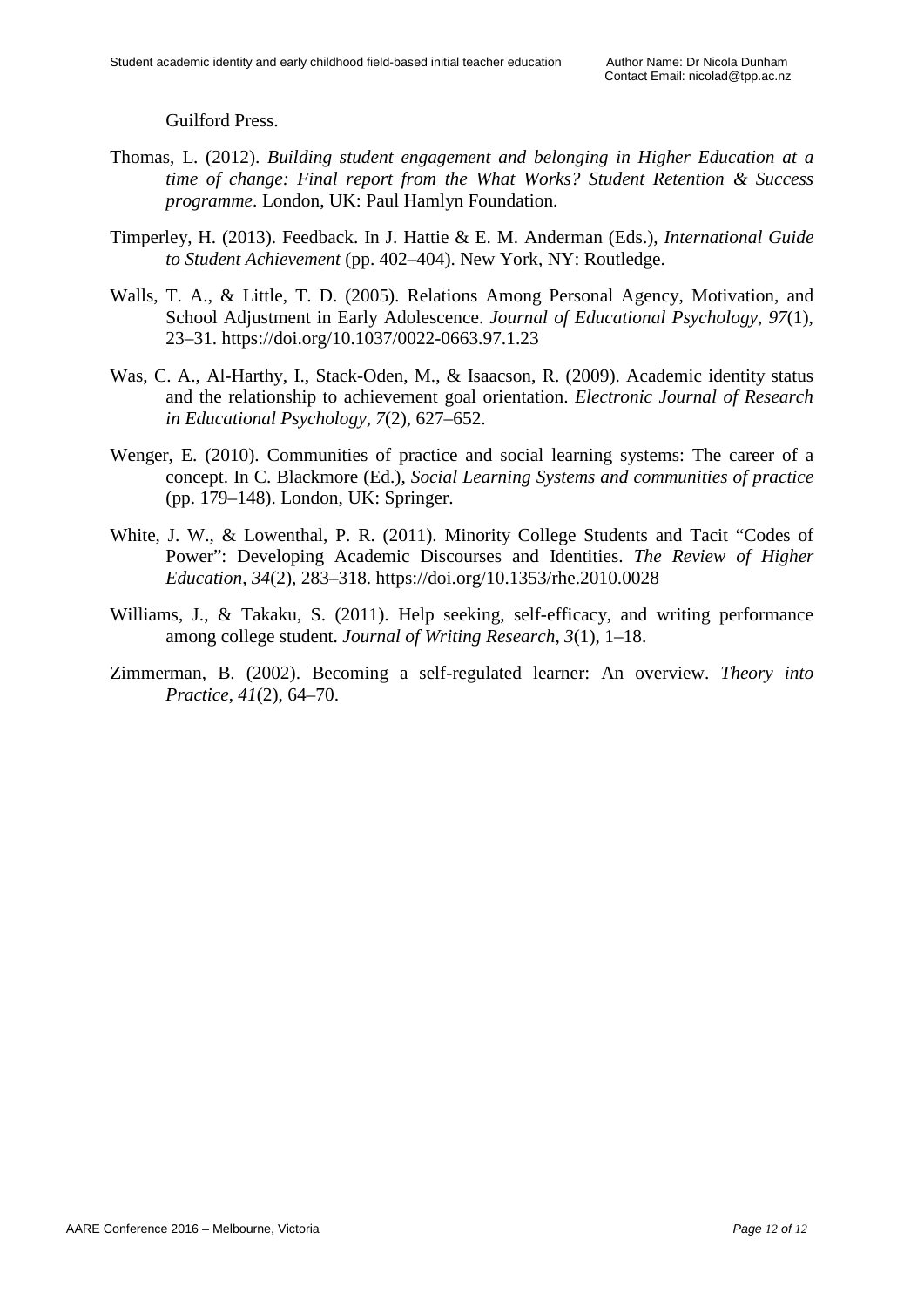Guilford Press.

Thomas, L. (2012). *Building student engagement and belonging in Higher Education at a time of change: Final report from the What Works? Student Retention & Success programme*. London, UK: Paul Hamlyn Foundation.

Timperley, H. (2013). Feedback. In J. Hattie & E. M. Anderman (Eds.), *International Guide to Student Achievement* (pp. 402–404). New York, NY: Routledge.

Walls, T. A., & Little, T. D. (2005). Relations Among Personal Agency, Motivation, and School Adjustment in Early Adolescence. *Journal of Educational Psychology*, *97*(1), 23–31. https://doi.org/10.1037/0022-0663.97.1.23

Was, C. A., Al-Harthy, I., Stack-Oden, M., & Isaacson, R. (2009). Academic identity status and the relationship to achievement goal orientation. *Electronic Journal of Research in Educational Psychology*, *7*(2), 627–652.

Wenger, E. (2010). Communities of practice and social learning systems: The career of a concept. In C. Blackmore (Ed.), *Social Learning Systems and communities of practice* (pp. 179–148). London, UK: Springer.

White, J. W., & Lowenthal, P. R. (2011). Minority College Students and Tacit "Codes of Power": Developing Academic Discourses and Identities. *The Review of Higher Education*, *34*(2), 283–318. https://doi.org/10.1353/rhe.2010.0028

Williams, J., & Takaku, S. (2011). Help seeking, self-efficacy, and writing performance among college student. *Journal of Writing Research*, *3*(1), 1–18.

Zimmerman, B. (2002). Becoming a self-regulated learner: An overview. *Theory into Practice*, *41*(2), 64–70.